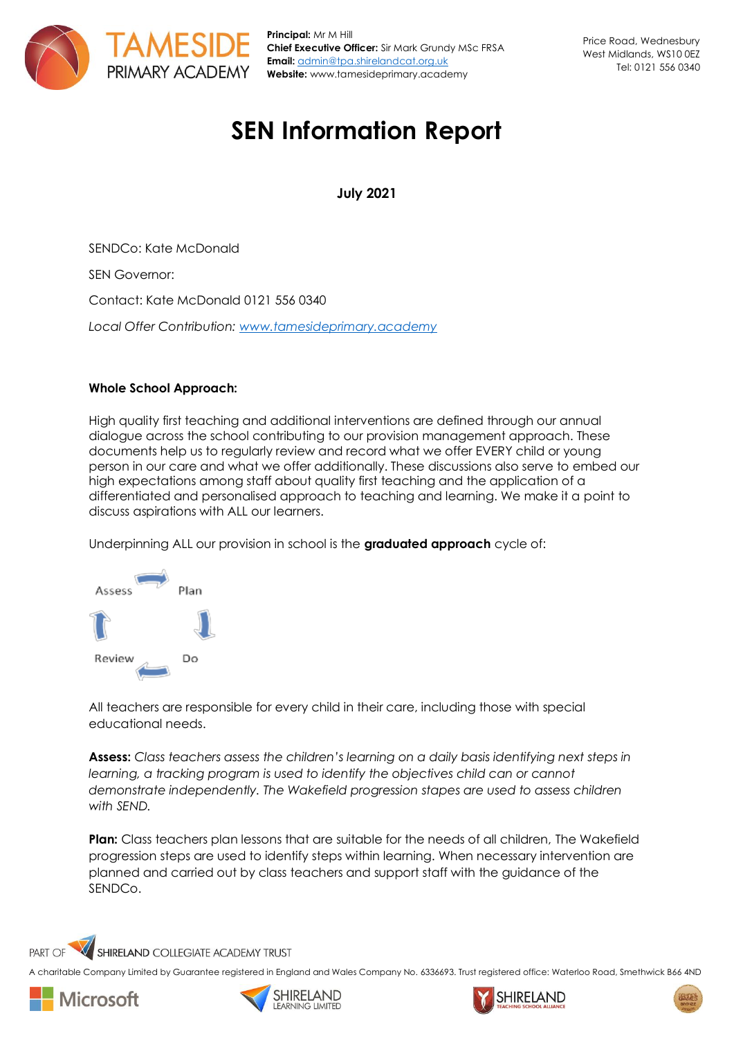TAMESIDE PRIMARY ACADEMY

**Principal:** Mr M Hill
**Chief Executive Officer:** Sir Mark Grundy MSc FRSA
**Email:** admin@tpa.shirelandcat.org.uk
**Website:** www.tamesideprimary.academy

Price Road, Wednesbury
West Midlands, WS10 0EZ
Tel: 0121 556 0340

# SEN Information Report

**July 2021**

SENDCo: Kate McDonald

SEN Governor:

Contact: Kate McDonald 0121 556 0340

*Local Offer Contribution: www.tamesideprimary.academy*

**Whole School Approach:**

High quality first teaching and additional interventions are defined through our annual dialogue across the school contributing to our provision management approach. These documents help us to regularly review and record what we offer EVERY child or young person in our care and what we offer additionally. These discussions also serve to embed our high expectations among staff about quality first teaching and the application of a differentiated and personalised approach to teaching and learning. We make it a point to discuss aspirations with ALL our learners.

Underpinning ALL our provision in school is the **graduated approach** cycle of:

Assess → Plan → Do → Review

All teachers are responsible for every child in their care, including those with special educational needs.

**Assess:** *Class teachers assess the children's learning on a daily basis identifying next steps in learning, a tracking program is used to identify the objectives child can or cannot demonstrate independently. The Wakefield progression stapes are used to assess children with SEND.*

**Plan:** Class teachers plan lessons that are suitable for the needs of all children, The Wakefield progression steps are used to identify steps within learning. When necessary intervention are planned and carried out by class teachers and support staff with the guidance of the SENDCo.

PART OF SHIRELAND COLLEGIATE ACADEMY TRUST

A charitable Company Limited by Guarantee registered in England and Wales Company No. 6336693. Trust registered office: Waterloo Road, Smethwick B66 4ND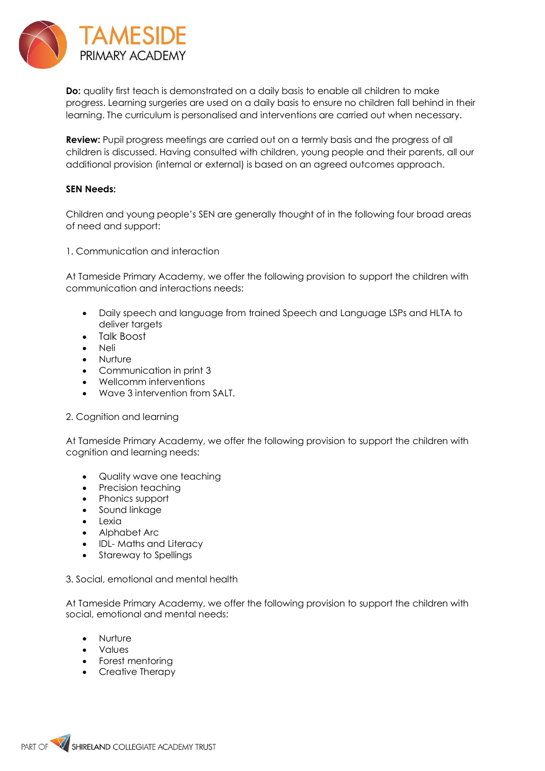**Do:** quality first teach is demonstrated on a daily basis to enable all children to make progress. Learning surgeries are used on a daily basis to ensure no children fall behind in their learning. The curriculum is personalised and interventions are carried out when necessary.

**Review:** Pupil progress meetings are carried out on a termly basis and the progress of all children is discussed. Having consulted with children, young people and their parents, all our additional provision (internal or external) is based on an agreed outcomes approach.

**SEN Needs:**

Children and young people's SEN are generally thought of in the following four broad areas of need and support:

1. Communication and interaction

At Tameside Primary Academy, we offer the following provision to support the children with communication and interactions needs:

- Daily speech and language from trained Speech and Language LSPs and HLTA to deliver targets
- Talk Boost
- Neli
- Nurture
- Communication in print 3
- Wellcomm interventions
- Wave 3 intervention from SALT.

2. Cognition and learning

At Tameside Primary Academy, we offer the following provision to support the children with cognition and learning needs:

- Quality wave one teaching
- Precision teaching
- Phonics support
- Sound linkage
- Lexia
- Alphabet Arc
- IDL- Maths and Literacy
- Stareway to Spellings

3. Social, emotional and mental health

At Tameside Primary Academy, we offer the following provision to support the children with social, emotional and mental needs:

- Nurture
- Values
- Forest mentoring
- Creative Therapy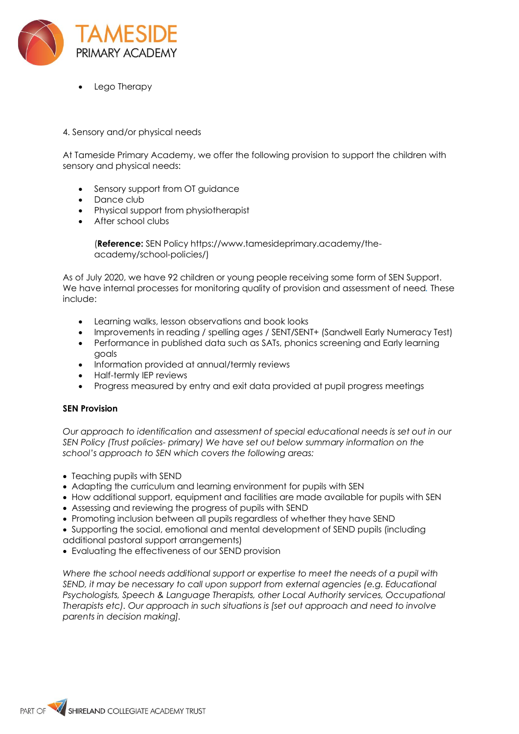- Lego Therapy

4. Sensory and/or physical needs

At Tameside Primary Academy, we offer the following provision to support the children with sensory and physical needs:

- Sensory support from OT guidance
- Dance club
- Physical support from physiotherapist
- After school clubs

(**Reference:** SEN Policy https://www.tamesideprimary.academy/the-academy/school-policies/)

As of July 2020, we have 92 children or young people receiving some form of SEN Support. We have internal processes for monitoring quality of provision and assessment of need. These include:

- Learning walks, lesson observations and book looks
- Improvements in reading / spelling ages / SENT/SENT+ (Sandwell Early Numeracy Test)
- Performance in published data such as SATs, phonics screening and Early learning goals
- Information provided at annual/termly reviews
- Half-termly IEP reviews
- Progress measured by entry and exit data provided at pupil progress meetings

**SEN Provision**

*Our approach to identification and assessment of special educational needs is set out in our SEN Policy (Trust policies- primary) We have set out below summary information on the school's approach to SEN which covers the following areas:*

- Teaching pupils with SEND
- Adapting the curriculum and learning environment for pupils with SEN
- How additional support, equipment and facilities are made available for pupils with SEN
- Assessing and reviewing the progress of pupils with SEND
- Promoting inclusion between all pupils regardless of whether they have SEND
- Supporting the social, emotional and mental development of SEND pupils (including additional pastoral support arrangements)
- Evaluating the effectiveness of our SEND provision

*Where the school needs additional support or expertise to meet the needs of a pupil with SEND, it may be necessary to call upon support from external agencies (e.g. Educational Psychologists, Speech & Language Therapists, other Local Authority services, Occupational Therapists etc). Our approach in such situations is [set out approach and need to involve parents in decision making].*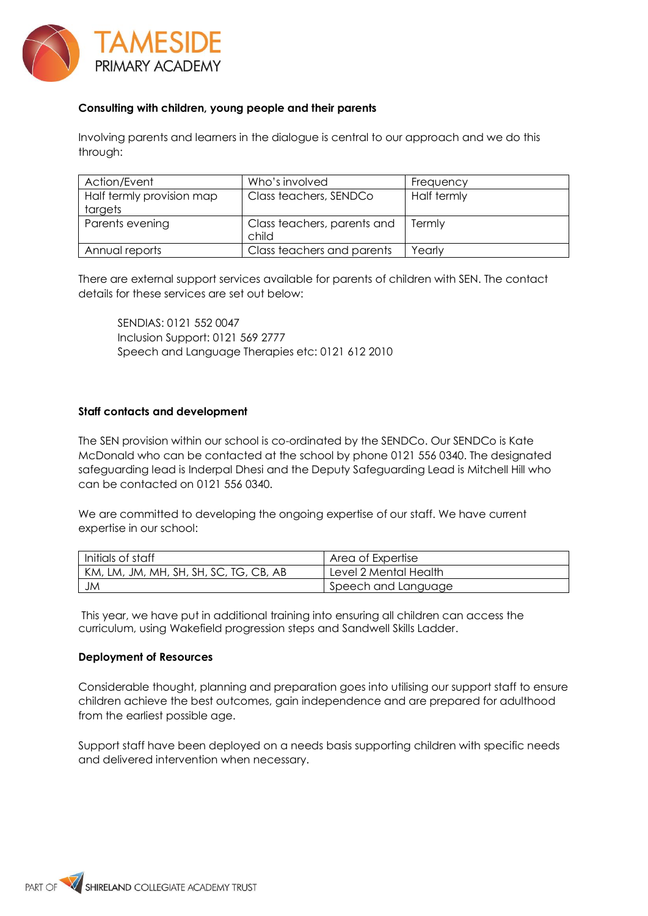**Consulting with children, young people and their parents**

Involving parents and learners in the dialogue is central to our approach and we do this through:

| Action/Event | Who's involved | Frequency |
|---|---|---|
| Half termly provision map targets | Class teachers, SENDCo | Half termly |
| Parents evening | Class teachers, parents and child | Termly |
| Annual reports | Class teachers and parents | Yearly |

There are external support services available for parents of children with SEN. The contact details for these services are set out below:

SENDIAS: 0121 552 0047
Inclusion Support: 0121 569 2777
Speech and Language Therapies etc: 0121 612 2010

**Staff contacts and development**

The SEN provision within our school is co-ordinated by the SENDCo. Our SENDCo is Kate McDonald who can be contacted at the school by phone 0121 556 0340. The designated safeguarding lead is Inderpal Dhesi and the Deputy Safeguarding Lead is Mitchell Hill who can be contacted on 0121 556 0340.

We are committed to developing the ongoing expertise of our staff. We have current expertise in our school:

| Initials of staff | Area of Expertise |
|---|---|
| KM, LM, JM, MH, SH, SH, SC, TG, CB, AB | Level 2 Mental Health |
| JM | Speech and Language |

This year, we have put in additional training into ensuring all children can access the curriculum, using Wakefield progression steps and Sandwell Skills Ladder.

**Deployment of Resources**

Considerable thought, planning and preparation goes into utilising our support staff to ensure children achieve the best outcomes, gain independence and are prepared for adulthood from the earliest possible age.

Support staff have been deployed on a needs basis supporting children with specific needs and delivered intervention when necessary.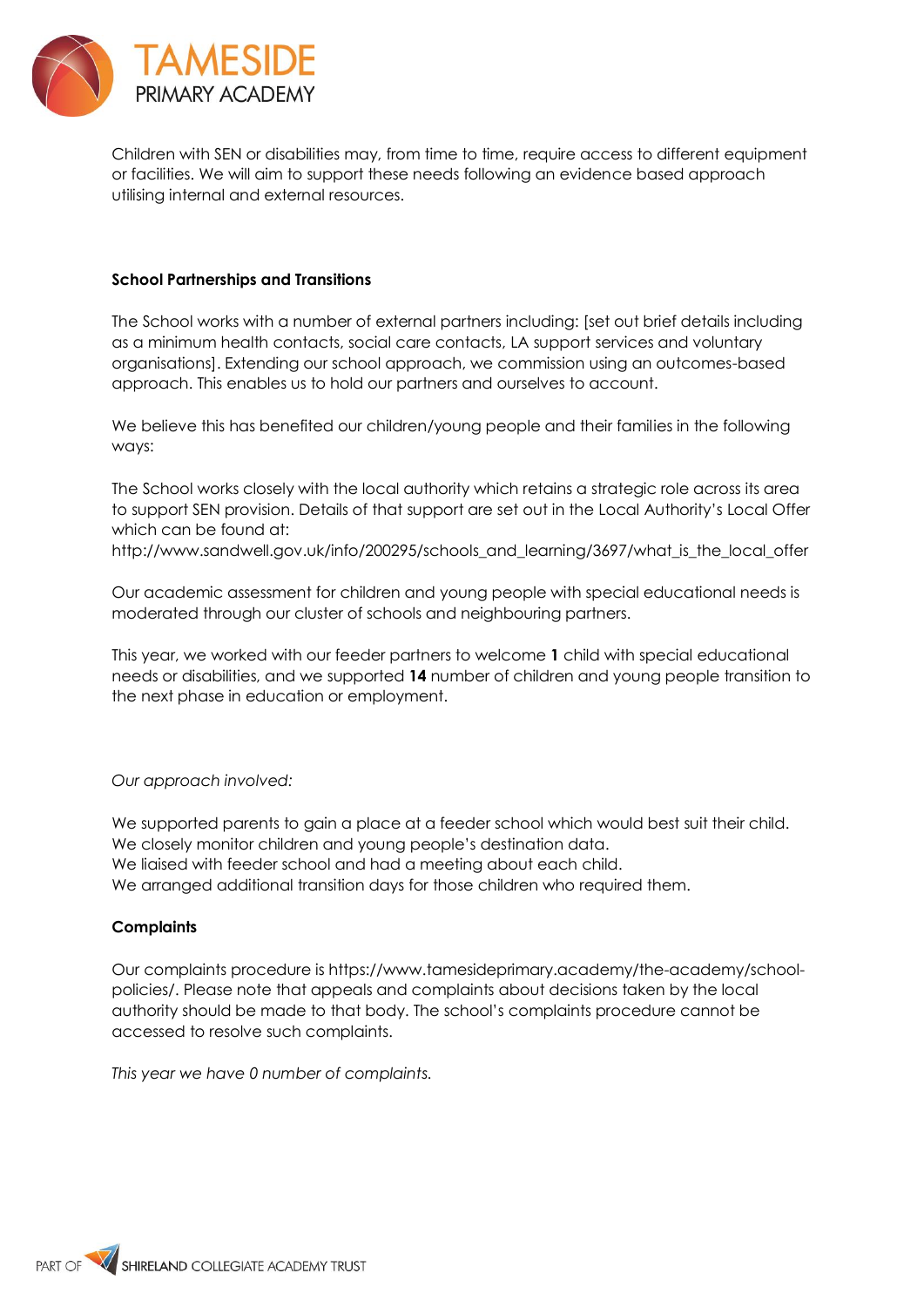Children with SEN or disabilities may, from time to time, require access to different equipment or facilities. We will aim to support these needs following an evidence based approach utilising internal and external resources.

**School Partnerships and Transitions**

The School works with a number of external partners including: [set out brief details including as a minimum health contacts, social care contacts, LA support services and voluntary organisations]. Extending our school approach, we commission using an outcomes-based approach. This enables us to hold our partners and ourselves to account.

We believe this has benefited our children/young people and their families in the following ways:

The School works closely with the local authority which retains a strategic role across its area to support SEN provision. Details of that support are set out in the Local Authority's Local Offer which can be found at:
http://www.sandwell.gov.uk/info/200295/schools_and_learning/3697/what_is_the_local_offer

Our academic assessment for children and young people with special educational needs is moderated through our cluster of schools and neighbouring partners.

This year, we worked with our feeder partners to welcome **1** child with special educational needs or disabilities, and we supported **14** number of children and young people transition to the next phase in education or employment.

*Our approach involved:*

We supported parents to gain a place at a feeder school which would best suit their child.
We closely monitor children and young people's destination data.
We liaised with feeder school and had a meeting about each child.
We arranged additional transition days for those children who required them.

**Complaints**

Our complaints procedure is https://www.tamesideprimary.academy/the-academy/school-policies/. Please note that appeals and complaints about decisions taken by the local authority should be made to that body. The school's complaints procedure cannot be accessed to resolve such complaints.

*This year we have 0 number of complaints.*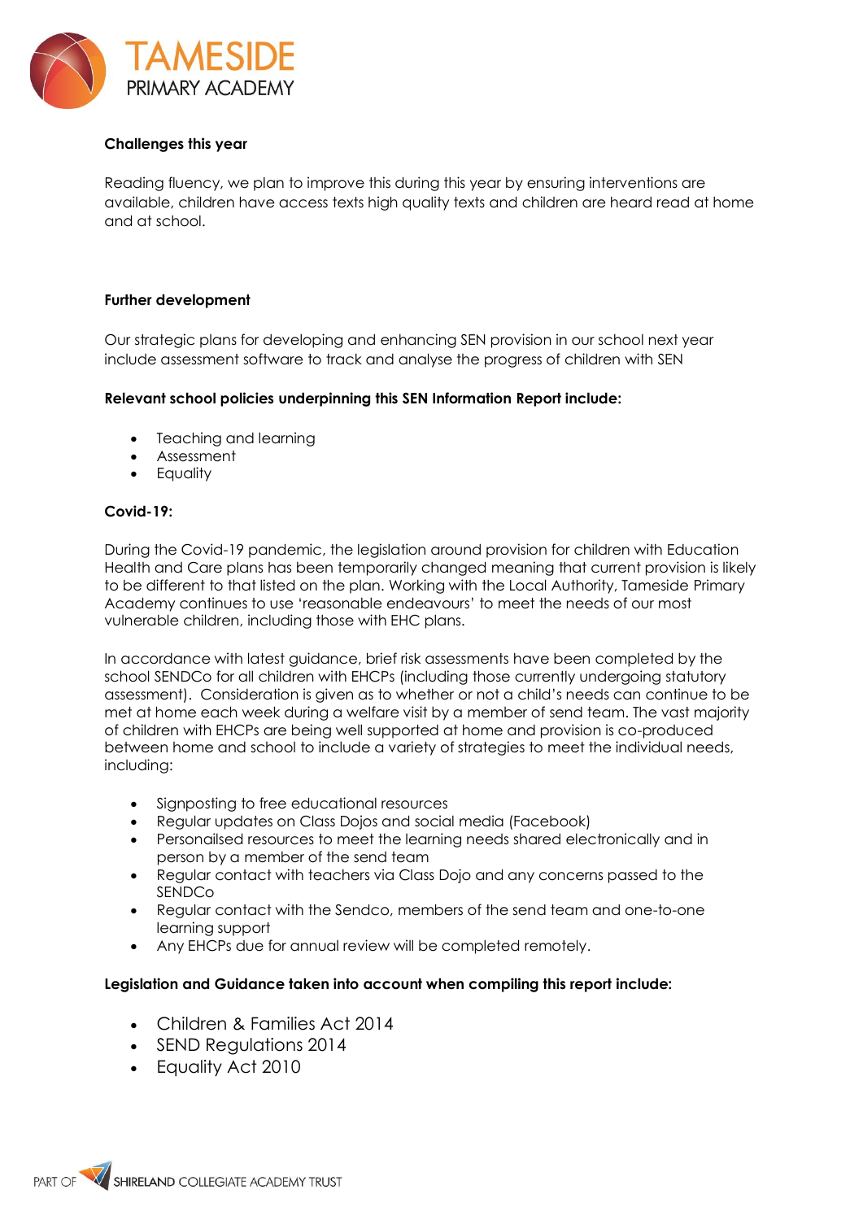### Challenges this year

Reading fluency, we plan to improve this during this year by ensuring interventions are available, children have access texts high quality texts and children are heard read at home and at school.

### Further development

Our strategic plans for developing and enhancing SEN provision in our school next year include assessment software to track and analyse the progress of children with SEN

**Relevant school policies underpinning this SEN Information Report include:**

- Teaching and learning
- Assessment
- Equality

### Covid-19:

During the Covid-19 pandemic, the legislation around provision for children with Education Health and Care plans has been temporarily changed meaning that current provision is likely to be different to that listed on the plan. Working with the Local Authority, Tameside Primary Academy continues to use 'reasonable endeavours' to meet the needs of our most vulnerable children, including those with EHC plans.

In accordance with latest guidance, brief risk assessments have been completed by the school SENDCo for all children with EHCPs (including those currently undergoing statutory assessment). Consideration is given as to whether or not a child's needs can continue to be met at home each week during a welfare visit by a member of send team. The vast majority of children with EHCPs are being well supported at home and provision is co-produced between home and school to include a variety of strategies to meet the individual needs, including:

- Signposting to free educational resources
- Regular updates on Class Dojos and social media (Facebook)
- Personailsed resources to meet the learning needs shared electronically and in person by a member of the send team
- Regular contact with teachers via Class Dojo and any concerns passed to the SENDCo
- Regular contact with the Sendco, members of the send team and one-to-one learning support
- Any EHCPs due for annual review will be completed remotely.

**Legislation and Guidance taken into account when compiling this report include:**

- Children & Families Act 2014
- SEND Regulations 2014
- Equality Act 2010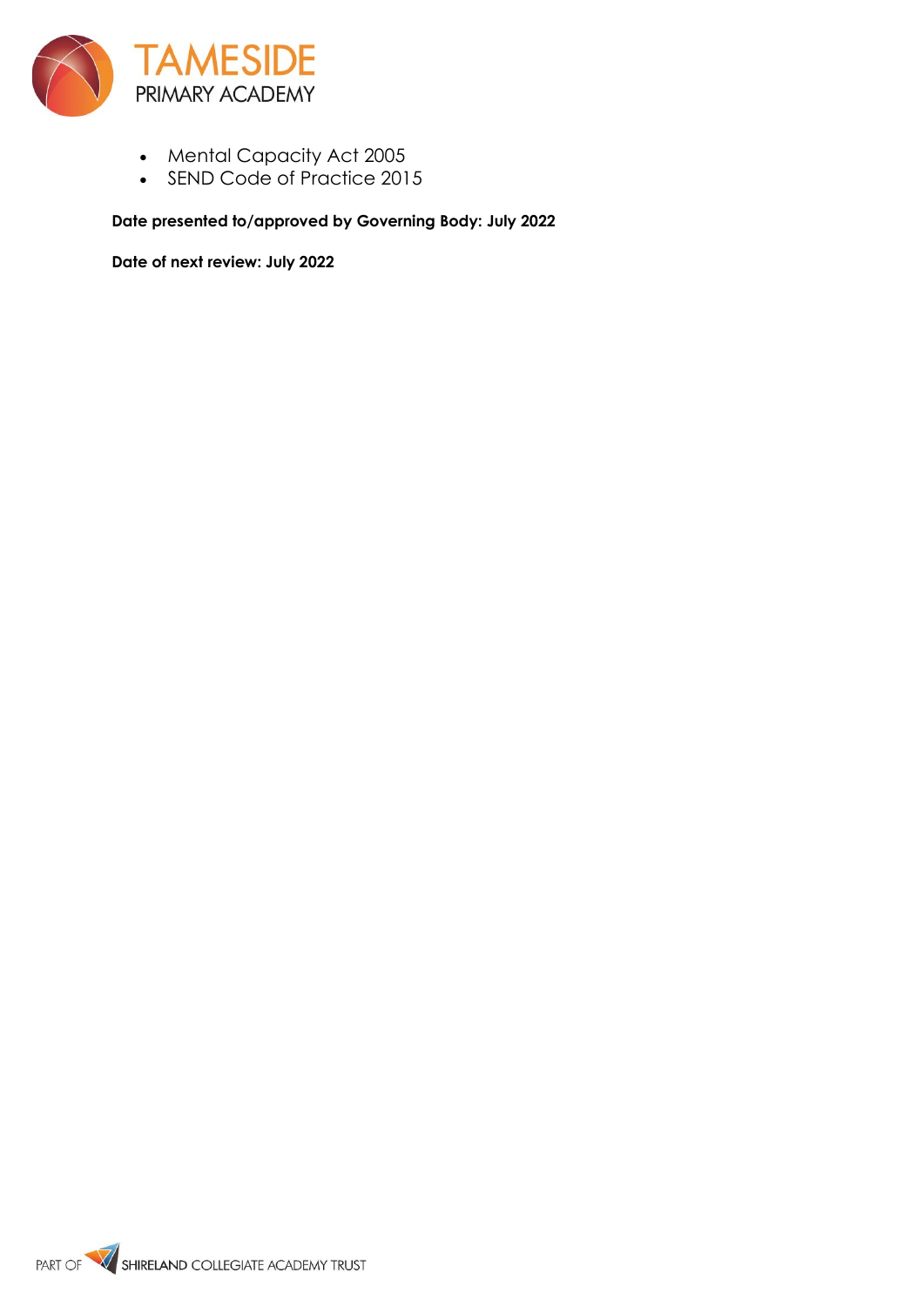- Mental Capacity Act 2005
- SEND Code of Practice 2015

**Date presented to/approved by Governing Body: July 2022**

**Date of next review: July 2022**